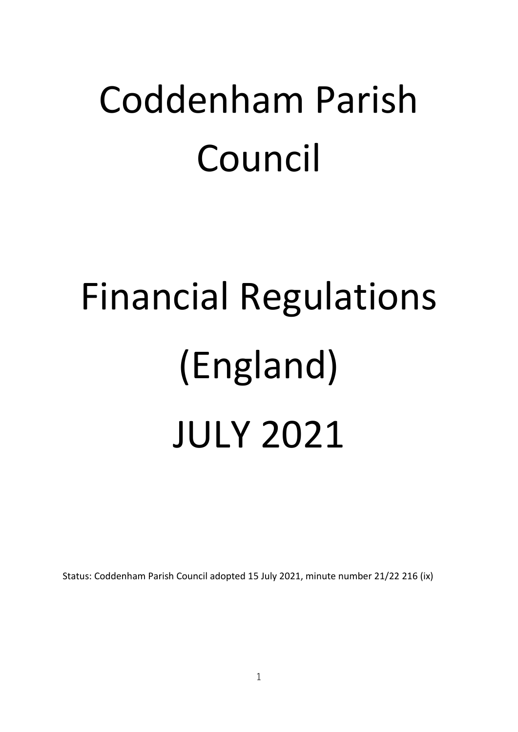# Coddenham Parish Council

# Financial Regulations (England) JULY 2021

Status: Coddenham Parish Council adopted 15 July 2021, minute number 21/22 216 (ix)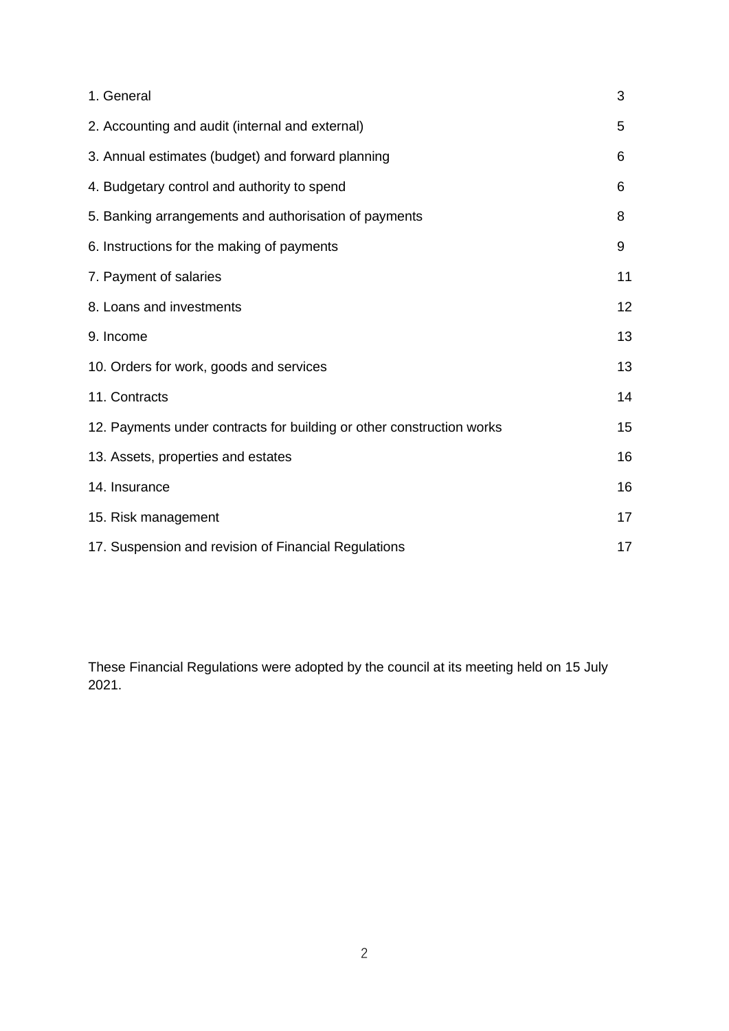| | |
|---|---|
| 1. General | 3 |
| 2. Accounting and audit (internal and external) | 5 |
| 3. Annual estimates (budget) and forward planning | 6 |
| 4. Budgetary control and authority to spend | 6 |
| 5. Banking arrangements and authorisation of payments | 8 |
| 6. Instructions for the making of payments | 9 |
| 7. Payment of salaries | 11 |
| 8. Loans and investments | 12 |
| 9. Income | 13 |
| 10. Orders for work, goods and services | 13 |
| 11. Contracts | 14 |
| 12. Payments under contracts for building or other construction works | 15 |
| 13. Assets, properties and estates | 16 |
| 14. Insurance | 16 |
| 15. Risk management | 17 |
| 17. Suspension and revision of Financial Regulations | 17 |

These Financial Regulations were adopted by the council at its meeting held on 15 July 2021.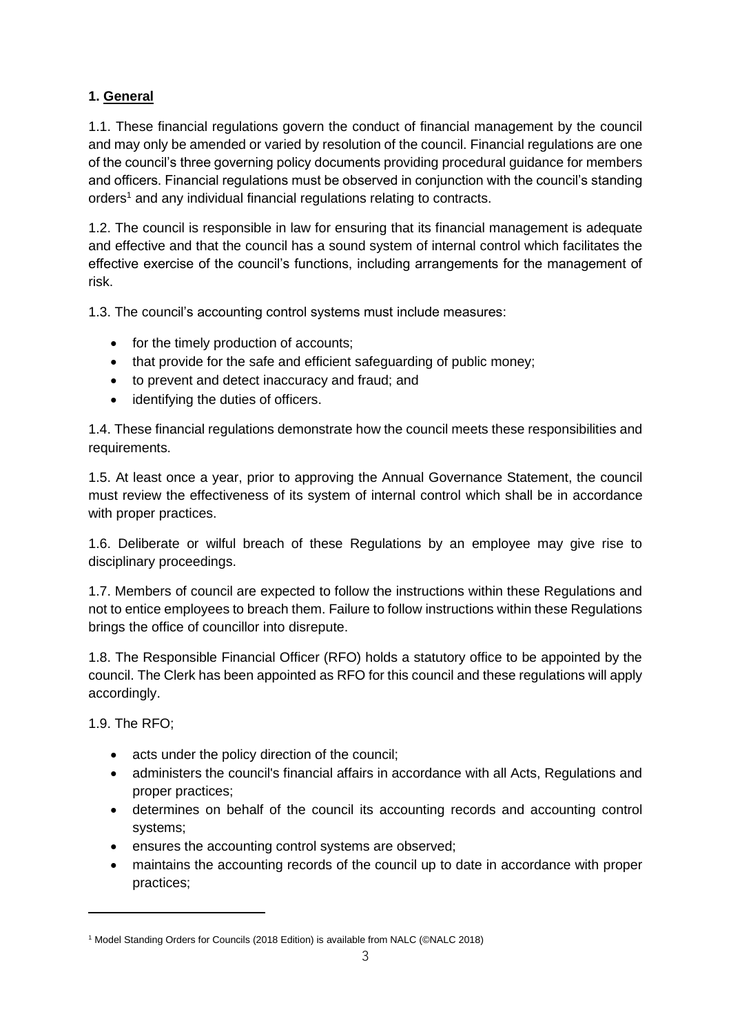## 1. General

1.1. These financial regulations govern the conduct of financial management by the council and may only be amended or varied by resolution of the council. Financial regulations are one of the council's three governing policy documents providing procedural guidance for members and officers. Financial regulations must be observed in conjunction with the council's standing orders[1] and any individual financial regulations relating to contracts.

1.2. The council is responsible in law for ensuring that its financial management is adequate and effective and that the council has a sound system of internal control which facilitates the effective exercise of the council's functions, including arrangements for the management of risk.

1.3. The council's accounting control systems must include measures:

- for the timely production of accounts;
- that provide for the safe and efficient safeguarding of public money;
- to prevent and detect inaccuracy and fraud; and
- identifying the duties of officers.

1.4. These financial regulations demonstrate how the council meets these responsibilities and requirements.

1.5. At least once a year, prior to approving the Annual Governance Statement, the council must review the effectiveness of its system of internal control which shall be in accordance with proper practices.

1.6. Deliberate or wilful breach of these Regulations by an employee may give rise to disciplinary proceedings.

1.7. Members of council are expected to follow the instructions within these Regulations and not to entice employees to breach them. Failure to follow instructions within these Regulations brings the office of councillor into disrepute.

1.8. The Responsible Financial Officer (RFO) holds a statutory office to be appointed by the council. The Clerk has been appointed as RFO for this council and these regulations will apply accordingly.

1.9. The RFO;

- acts under the policy direction of the council;
- administers the council's financial affairs in accordance with all Acts, Regulations and proper practices;
- determines on behalf of the council its accounting records and accounting control systems;
- ensures the accounting control systems are observed;
- maintains the accounting records of the council up to date in accordance with proper practices;

[1] Model Standing Orders for Councils (2018 Edition) is available from NALC (©NALC 2018)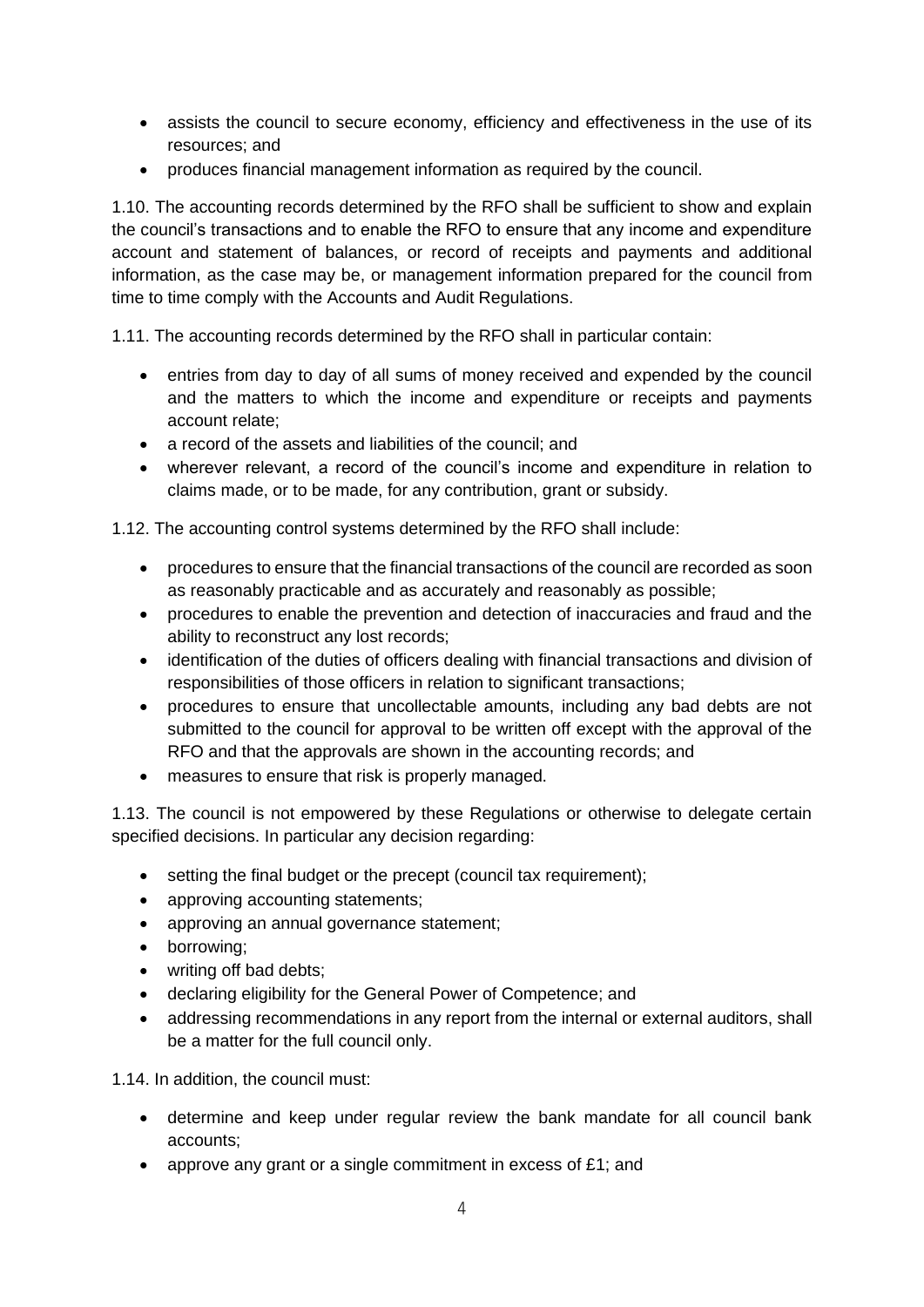- assists the council to secure economy, efficiency and effectiveness in the use of its resources; and
- produces financial management information as required by the council.

1.10. The accounting records determined by the RFO shall be sufficient to show and explain the council's transactions and to enable the RFO to ensure that any income and expenditure account and statement of balances, or record of receipts and payments and additional information, as the case may be, or management information prepared for the council from time to time comply with the Accounts and Audit Regulations.

1.11. The accounting records determined by the RFO shall in particular contain:

- entries from day to day of all sums of money received and expended by the council and the matters to which the income and expenditure or receipts and payments account relate;
- a record of the assets and liabilities of the council; and
- wherever relevant, a record of the council's income and expenditure in relation to claims made, or to be made, for any contribution, grant or subsidy.

1.12. The accounting control systems determined by the RFO shall include:

- procedures to ensure that the financial transactions of the council are recorded as soon as reasonably practicable and as accurately and reasonably as possible;
- procedures to enable the prevention and detection of inaccuracies and fraud and the ability to reconstruct any lost records;
- identification of the duties of officers dealing with financial transactions and division of responsibilities of those officers in relation to significant transactions;
- procedures to ensure that uncollectable amounts, including any bad debts are not submitted to the council for approval to be written off except with the approval of the RFO and that the approvals are shown in the accounting records; and
- measures to ensure that risk is properly managed.

1.13. The council is not empowered by these Regulations or otherwise to delegate certain specified decisions. In particular any decision regarding:

- setting the final budget or the precept (council tax requirement);
- approving accounting statements;
- approving an annual governance statement;
- borrowing;
- writing off bad debts;
- declaring eligibility for the General Power of Competence; and
- addressing recommendations in any report from the internal or external auditors, shall be a matter for the full council only.

1.14. In addition, the council must:

- determine and keep under regular review the bank mandate for all council bank accounts;
- approve any grant or a single commitment in excess of £1; and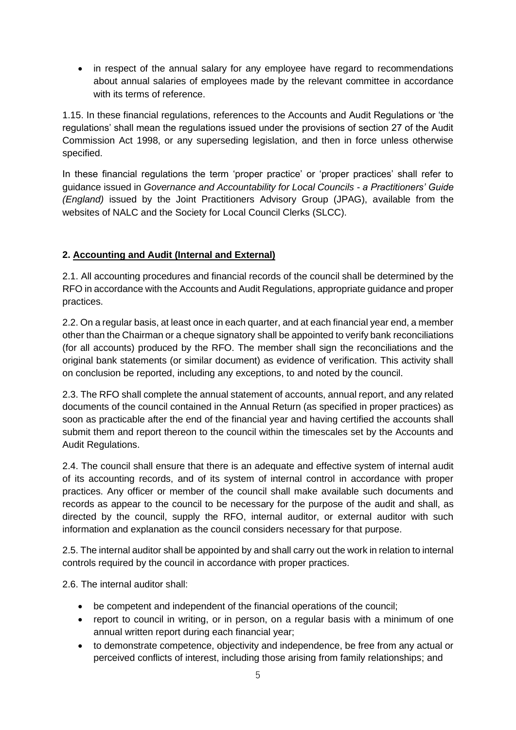- in respect of the annual salary for any employee have regard to recommendations about annual salaries of employees made by the relevant committee in accordance with its terms of reference.

1.15. In these financial regulations, references to the Accounts and Audit Regulations or 'the regulations' shall mean the regulations issued under the provisions of section 27 of the Audit Commission Act 1998, or any superseding legislation, and then in force unless otherwise specified.

In these financial regulations the term 'proper practice' or 'proper practices' shall refer to guidance issued in *Governance and Accountability for Local Councils - a Practitioners' Guide (England)* issued by the Joint Practitioners Advisory Group (JPAG), available from the websites of NALC and the Society for Local Council Clerks (SLCC).

## 2. Accounting and Audit (Internal and External)

2.1. All accounting procedures and financial records of the council shall be determined by the RFO in accordance with the Accounts and Audit Regulations, appropriate guidance and proper practices.

2.2. On a regular basis, at least once in each quarter, and at each financial year end, a member other than the Chairman or a cheque signatory shall be appointed to verify bank reconciliations (for all accounts) produced by the RFO. The member shall sign the reconciliations and the original bank statements (or similar document) as evidence of verification. This activity shall on conclusion be reported, including any exceptions, to and noted by the council.

2.3. The RFO shall complete the annual statement of accounts, annual report, and any related documents of the council contained in the Annual Return (as specified in proper practices) as soon as practicable after the end of the financial year and having certified the accounts shall submit them and report thereon to the council within the timescales set by the Accounts and Audit Regulations.

2.4. The council shall ensure that there is an adequate and effective system of internal audit of its accounting records, and of its system of internal control in accordance with proper practices. Any officer or member of the council shall make available such documents and records as appear to the council to be necessary for the purpose of the audit and shall, as directed by the council, supply the RFO, internal auditor, or external auditor with such information and explanation as the council considers necessary for that purpose.

2.5. The internal auditor shall be appointed by and shall carry out the work in relation to internal controls required by the council in accordance with proper practices.

2.6. The internal auditor shall:

- be competent and independent of the financial operations of the council;
- report to council in writing, or in person, on a regular basis with a minimum of one annual written report during each financial year;
- to demonstrate competence, objectivity and independence, be free from any actual or perceived conflicts of interest, including those arising from family relationships; and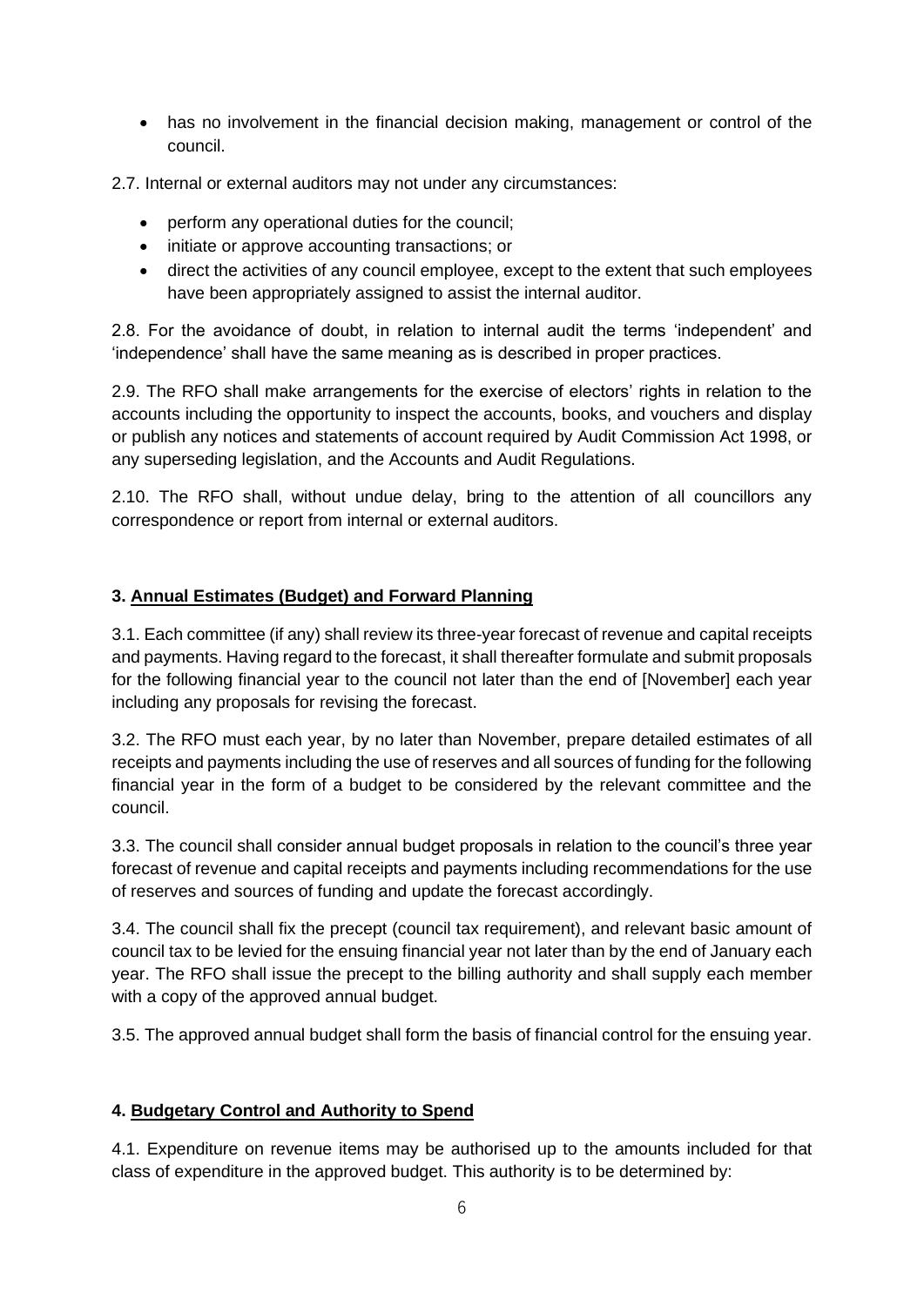- has no involvement in the financial decision making, management or control of the council.

2.7. Internal or external auditors may not under any circumstances:

- perform any operational duties for the council;
- initiate or approve accounting transactions; or
- direct the activities of any council employee, except to the extent that such employees have been appropriately assigned to assist the internal auditor.

2.8. For the avoidance of doubt, in relation to internal audit the terms 'independent' and 'independence' shall have the same meaning as is described in proper practices.

2.9. The RFO shall make arrangements for the exercise of electors' rights in relation to the accounts including the opportunity to inspect the accounts, books, and vouchers and display or publish any notices and statements of account required by Audit Commission Act 1998, or any superseding legislation, and the Accounts and Audit Regulations.

2.10. The RFO shall, without undue delay, bring to the attention of all councillors any correspondence or report from internal or external auditors.

## 3. <u>Annual Estimates (Budget) and Forward Planning</u>

3.1. Each committee (if any) shall review its three-year forecast of revenue and capital receipts and payments. Having regard to the forecast, it shall thereafter formulate and submit proposals for the following financial year to the council not later than the end of [November] each year including any proposals for revising the forecast.

3.2. The RFO must each year, by no later than November, prepare detailed estimates of all receipts and payments including the use of reserves and all sources of funding for the following financial year in the form of a budget to be considered by the relevant committee and the council.

3.3. The council shall consider annual budget proposals in relation to the council's three year forecast of revenue and capital receipts and payments including recommendations for the use of reserves and sources of funding and update the forecast accordingly.

3.4. The council shall fix the precept (council tax requirement), and relevant basic amount of council tax to be levied for the ensuing financial year not later than by the end of January each year. The RFO shall issue the precept to the billing authority and shall supply each member with a copy of the approved annual budget.

3.5. The approved annual budget shall form the basis of financial control for the ensuing year.

## 4. <u>Budgetary Control and Authority to Spend</u>

4.1. Expenditure on revenue items may be authorised up to the amounts included for that class of expenditure in the approved budget. This authority is to be determined by: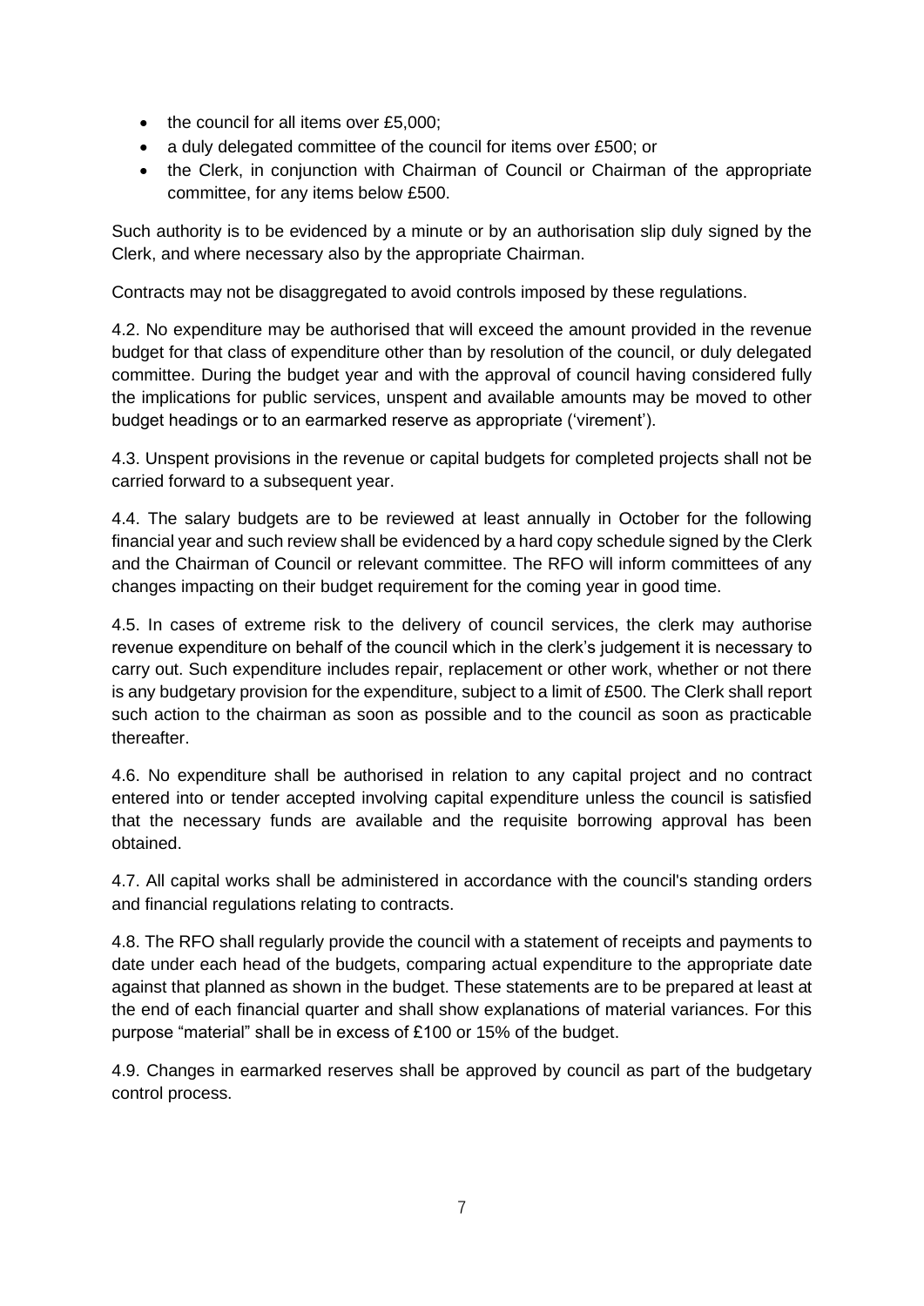- the council for all items over £5,000;
- a duly delegated committee of the council for items over £500; or
- the Clerk, in conjunction with Chairman of Council or Chairman of the appropriate committee, for any items below £500.

Such authority is to be evidenced by a minute or by an authorisation slip duly signed by the Clerk, and where necessary also by the appropriate Chairman.

Contracts may not be disaggregated to avoid controls imposed by these regulations.

4.2. No expenditure may be authorised that will exceed the amount provided in the revenue budget for that class of expenditure other than by resolution of the council, or duly delegated committee. During the budget year and with the approval of council having considered fully the implications for public services, unspent and available amounts may be moved to other budget headings or to an earmarked reserve as appropriate ('virement').

4.3. Unspent provisions in the revenue or capital budgets for completed projects shall not be carried forward to a subsequent year.

4.4. The salary budgets are to be reviewed at least annually in October for the following financial year and such review shall be evidenced by a hard copy schedule signed by the Clerk and the Chairman of Council or relevant committee. The RFO will inform committees of any changes impacting on their budget requirement for the coming year in good time.

4.5. In cases of extreme risk to the delivery of council services, the clerk may authorise revenue expenditure on behalf of the council which in the clerk's judgement it is necessary to carry out. Such expenditure includes repair, replacement or other work, whether or not there is any budgetary provision for the expenditure, subject to a limit of £500. The Clerk shall report such action to the chairman as soon as possible and to the council as soon as practicable thereafter.

4.6. No expenditure shall be authorised in relation to any capital project and no contract entered into or tender accepted involving capital expenditure unless the council is satisfied that the necessary funds are available and the requisite borrowing approval has been obtained.

4.7. All capital works shall be administered in accordance with the council's standing orders and financial regulations relating to contracts.

4.8. The RFO shall regularly provide the council with a statement of receipts and payments to date under each head of the budgets, comparing actual expenditure to the appropriate date against that planned as shown in the budget. These statements are to be prepared at least at the end of each financial quarter and shall show explanations of material variances. For this purpose "material" shall be in excess of £100 or 15% of the budget.

4.9. Changes in earmarked reserves shall be approved by council as part of the budgetary control process.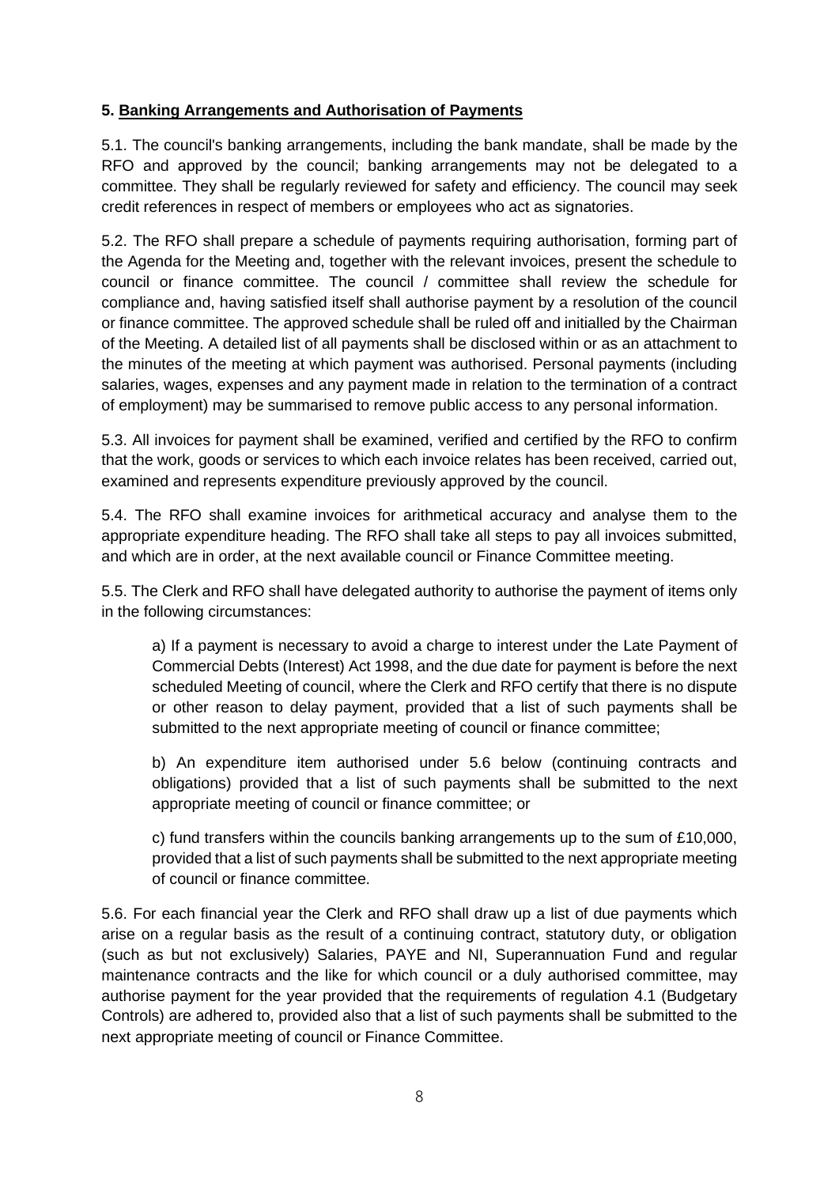## 5. Banking Arrangements and Authorisation of Payments

5.1. The council's banking arrangements, including the bank mandate, shall be made by the RFO and approved by the council; banking arrangements may not be delegated to a committee. They shall be regularly reviewed for safety and efficiency. The council may seek credit references in respect of members or employees who act as signatories.

5.2. The RFO shall prepare a schedule of payments requiring authorisation, forming part of the Agenda for the Meeting and, together with the relevant invoices, present the schedule to council or finance committee. The council / committee shall review the schedule for compliance and, having satisfied itself shall authorise payment by a resolution of the council or finance committee. The approved schedule shall be ruled off and initialled by the Chairman of the Meeting. A detailed list of all payments shall be disclosed within or as an attachment to the minutes of the meeting at which payment was authorised. Personal payments (including salaries, wages, expenses and any payment made in relation to the termination of a contract of employment) may be summarised to remove public access to any personal information.

5.3. All invoices for payment shall be examined, verified and certified by the RFO to confirm that the work, goods or services to which each invoice relates has been received, carried out, examined and represents expenditure previously approved by the council.

5.4. The RFO shall examine invoices for arithmetical accuracy and analyse them to the appropriate expenditure heading. The RFO shall take all steps to pay all invoices submitted, and which are in order, at the next available council or Finance Committee meeting.

5.5. The Clerk and RFO shall have delegated authority to authorise the payment of items only in the following circumstances:

a) If a payment is necessary to avoid a charge to interest under the Late Payment of Commercial Debts (Interest) Act 1998, and the due date for payment is before the next scheduled Meeting of council, where the Clerk and RFO certify that there is no dispute or other reason to delay payment, provided that a list of such payments shall be submitted to the next appropriate meeting of council or finance committee;

b) An expenditure item authorised under 5.6 below (continuing contracts and obligations) provided that a list of such payments shall be submitted to the next appropriate meeting of council or finance committee; or

c) fund transfers within the councils banking arrangements up to the sum of £10,000, provided that a list of such payments shall be submitted to the next appropriate meeting of council or finance committee.

5.6. For each financial year the Clerk and RFO shall draw up a list of due payments which arise on a regular basis as the result of a continuing contract, statutory duty, or obligation (such as but not exclusively) Salaries, PAYE and NI, Superannuation Fund and regular maintenance contracts and the like for which council or a duly authorised committee, may authorise payment for the year provided that the requirements of regulation 4.1 (Budgetary Controls) are adhered to, provided also that a list of such payments shall be submitted to the next appropriate meeting of council or Finance Committee.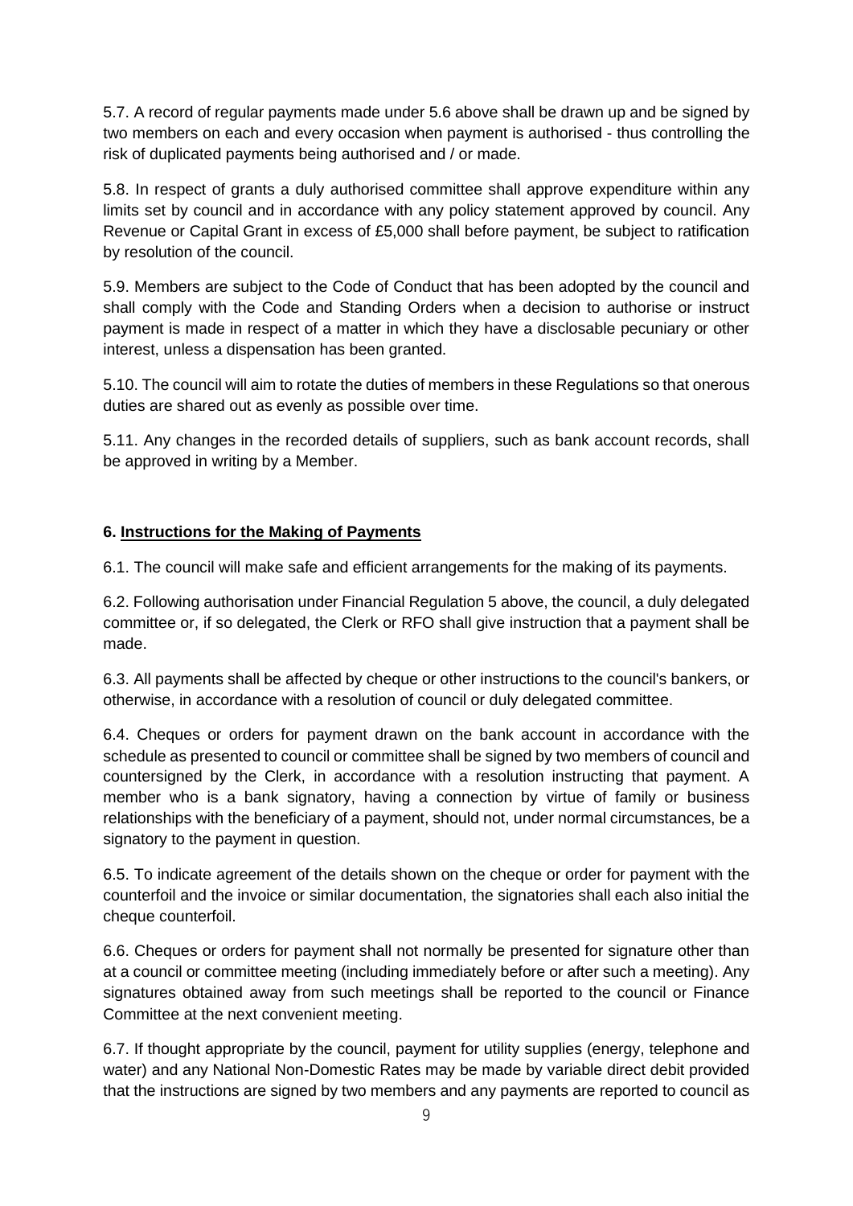5.7. A record of regular payments made under 5.6 above shall be drawn up and be signed by two members on each and every occasion when payment is authorised - thus controlling the risk of duplicated payments being authorised and / or made.

5.8. In respect of grants a duly authorised committee shall approve expenditure within any limits set by council and in accordance with any policy statement approved by council. Any Revenue or Capital Grant in excess of £5,000 shall before payment, be subject to ratification by resolution of the council.

5.9. Members are subject to the Code of Conduct that has been adopted by the council and shall comply with the Code and Standing Orders when a decision to authorise or instruct payment is made in respect of a matter in which they have a disclosable pecuniary or other interest, unless a dispensation has been granted.

5.10. The council will aim to rotate the duties of members in these Regulations so that onerous duties are shared out as evenly as possible over time.

5.11. Any changes in the recorded details of suppliers, such as bank account records, shall be approved in writing by a Member.

## 6. Instructions for the Making of Payments

6.1. The council will make safe and efficient arrangements for the making of its payments.

6.2. Following authorisation under Financial Regulation 5 above, the council, a duly delegated committee or, if so delegated, the Clerk or RFO shall give instruction that a payment shall be made.

6.3. All payments shall be affected by cheque or other instructions to the council's bankers, or otherwise, in accordance with a resolution of council or duly delegated committee.

6.4. Cheques or orders for payment drawn on the bank account in accordance with the schedule as presented to council or committee shall be signed by two members of council and countersigned by the Clerk, in accordance with a resolution instructing that payment. A member who is a bank signatory, having a connection by virtue of family or business relationships with the beneficiary of a payment, should not, under normal circumstances, be a signatory to the payment in question.

6.5. To indicate agreement of the details shown on the cheque or order for payment with the counterfoil and the invoice or similar documentation, the signatories shall each also initial the cheque counterfoil.

6.6. Cheques or orders for payment shall not normally be presented for signature other than at a council or committee meeting (including immediately before or after such a meeting). Any signatures obtained away from such meetings shall be reported to the council or Finance Committee at the next convenient meeting.

6.7. If thought appropriate by the council, payment for utility supplies (energy, telephone and water) and any National Non-Domestic Rates may be made by variable direct debit provided that the instructions are signed by two members and any payments are reported to council as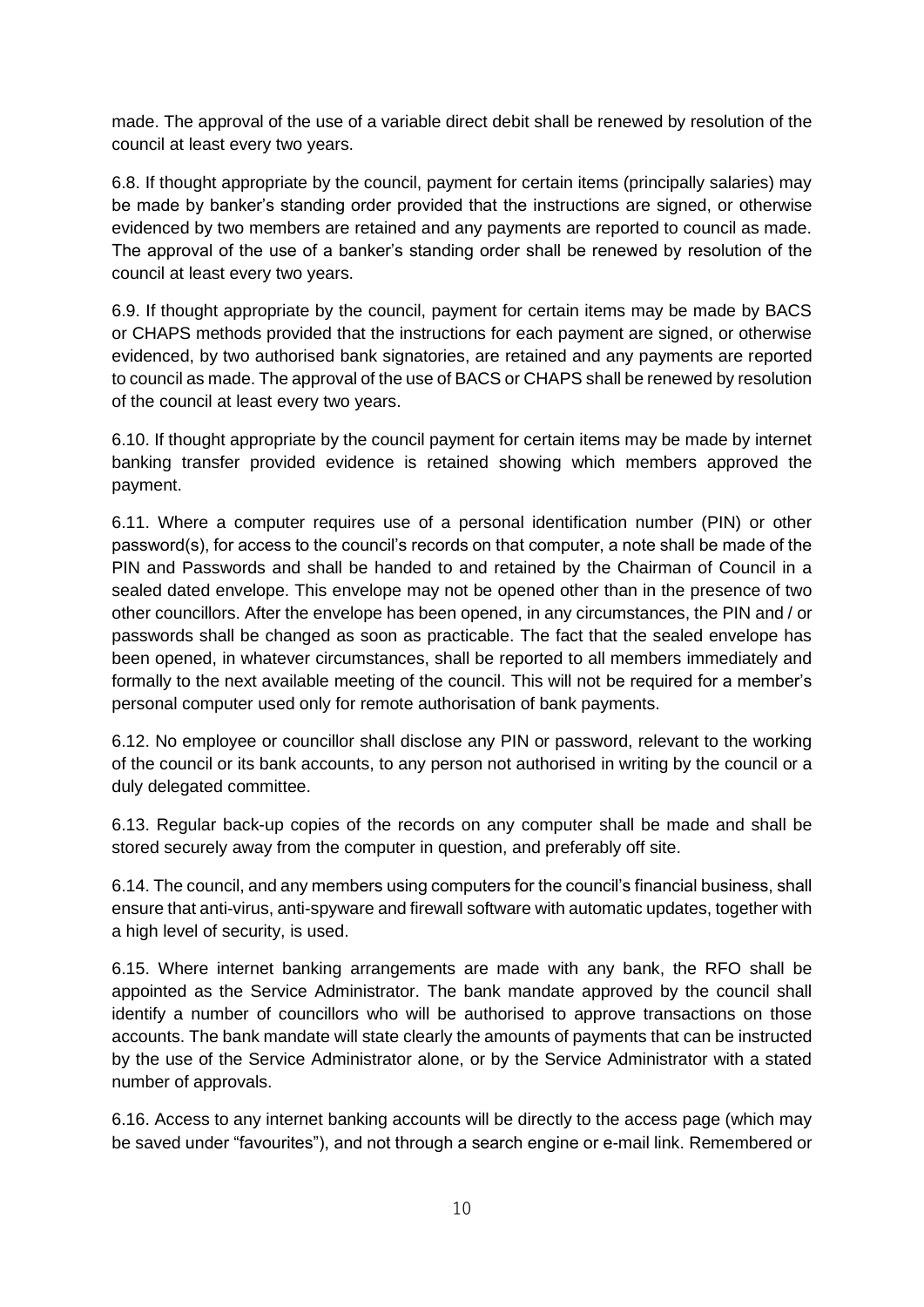made. The approval of the use of a variable direct debit shall be renewed by resolution of the council at least every two years.

6.8. If thought appropriate by the council, payment for certain items (principally salaries) may be made by banker's standing order provided that the instructions are signed, or otherwise evidenced by two members are retained and any payments are reported to council as made. The approval of the use of a banker's standing order shall be renewed by resolution of the council at least every two years.

6.9. If thought appropriate by the council, payment for certain items may be made by BACS or CHAPS methods provided that the instructions for each payment are signed, or otherwise evidenced, by two authorised bank signatories, are retained and any payments are reported to council as made. The approval of the use of BACS or CHAPS shall be renewed by resolution of the council at least every two years.

6.10. If thought appropriate by the council payment for certain items may be made by internet banking transfer provided evidence is retained showing which members approved the payment.

6.11. Where a computer requires use of a personal identification number (PIN) or other password(s), for access to the council's records on that computer, a note shall be made of the PIN and Passwords and shall be handed to and retained by the Chairman of Council in a sealed dated envelope. This envelope may not be opened other than in the presence of two other councillors. After the envelope has been opened, in any circumstances, the PIN and / or passwords shall be changed as soon as practicable. The fact that the sealed envelope has been opened, in whatever circumstances, shall be reported to all members immediately and formally to the next available meeting of the council. This will not be required for a member's personal computer used only for remote authorisation of bank payments.

6.12. No employee or councillor shall disclose any PIN or password, relevant to the working of the council or its bank accounts, to any person not authorised in writing by the council or a duly delegated committee.

6.13. Regular back-up copies of the records on any computer shall be made and shall be stored securely away from the computer in question, and preferably off site.

6.14. The council, and any members using computers for the council's financial business, shall ensure that anti-virus, anti-spyware and firewall software with automatic updates, together with a high level of security, is used.

6.15. Where internet banking arrangements are made with any bank, the RFO shall be appointed as the Service Administrator. The bank mandate approved by the council shall identify a number of councillors who will be authorised to approve transactions on those accounts. The bank mandate will state clearly the amounts of payments that can be instructed by the use of the Service Administrator alone, or by the Service Administrator with a stated number of approvals.

6.16. Access to any internet banking accounts will be directly to the access page (which may be saved under "favourites"), and not through a search engine or e-mail link. Remembered or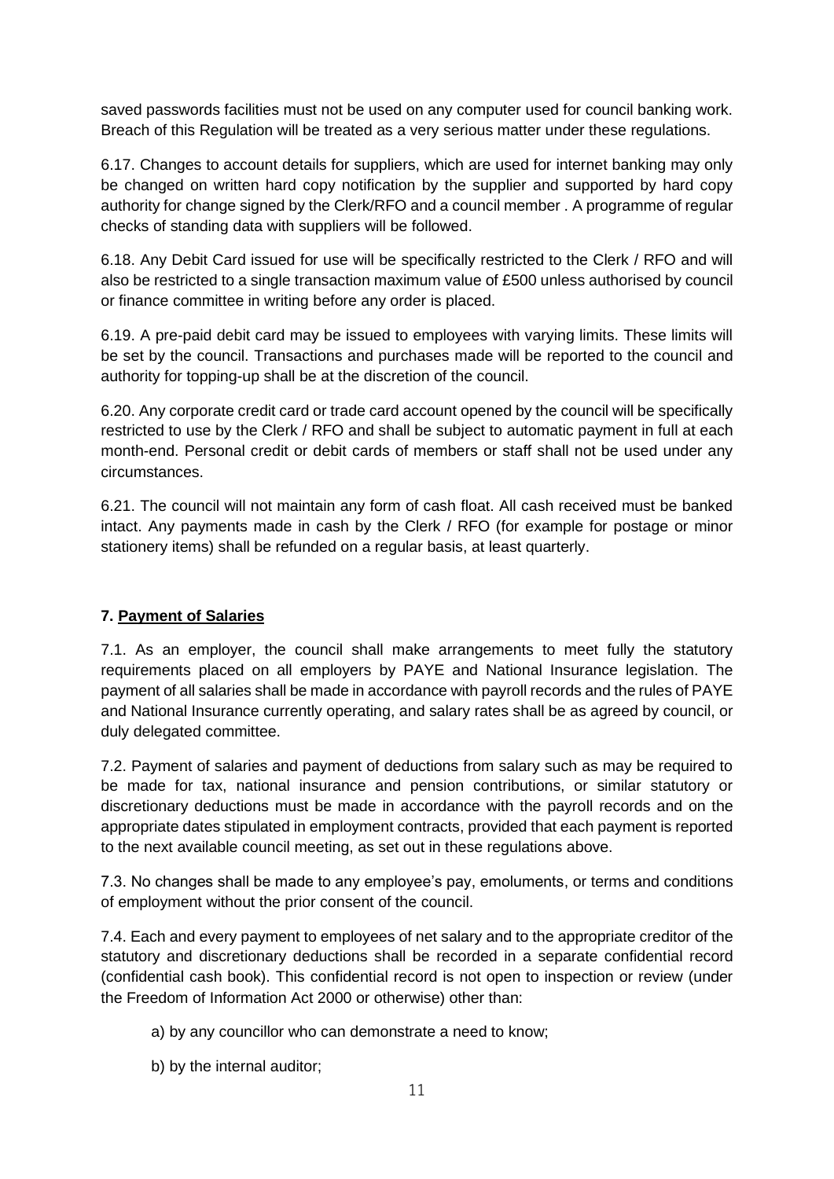saved passwords facilities must not be used on any computer used for council banking work. Breach of this Regulation will be treated as a very serious matter under these regulations.

6.17. Changes to account details for suppliers, which are used for internet banking may only be changed on written hard copy notification by the supplier and supported by hard copy authority for change signed by the Clerk/RFO and a council member . A programme of regular checks of standing data with suppliers will be followed.

6.18. Any Debit Card issued for use will be specifically restricted to the Clerk / RFO and will also be restricted to a single transaction maximum value of £500 unless authorised by council or finance committee in writing before any order is placed.

6.19. A pre-paid debit card may be issued to employees with varying limits. These limits will be set by the council. Transactions and purchases made will be reported to the council and authority for topping-up shall be at the discretion of the council.

6.20. Any corporate credit card or trade card account opened by the council will be specifically restricted to use by the Clerk / RFO and shall be subject to automatic payment in full at each month-end. Personal credit or debit cards of members or staff shall not be used under any circumstances.

6.21. The council will not maintain any form of cash float. All cash received must be banked intact. Any payments made in cash by the Clerk / RFO (for example for postage or minor stationery items) shall be refunded on a regular basis, at least quarterly.

## 7. Payment of Salaries

7.1. As an employer, the council shall make arrangements to meet fully the statutory requirements placed on all employers by PAYE and National Insurance legislation. The payment of all salaries shall be made in accordance with payroll records and the rules of PAYE and National Insurance currently operating, and salary rates shall be as agreed by council, or duly delegated committee.

7.2. Payment of salaries and payment of deductions from salary such as may be required to be made for tax, national insurance and pension contributions, or similar statutory or discretionary deductions must be made in accordance with the payroll records and on the appropriate dates stipulated in employment contracts, provided that each payment is reported to the next available council meeting, as set out in these regulations above.

7.3. No changes shall be made to any employee's pay, emoluments, or terms and conditions of employment without the prior consent of the council.

7.4. Each and every payment to employees of net salary and to the appropriate creditor of the statutory and discretionary deductions shall be recorded in a separate confidential record (confidential cash book). This confidential record is not open to inspection or review (under the Freedom of Information Act 2000 or otherwise) other than:

a) by any councillor who can demonstrate a need to know;

b) by the internal auditor;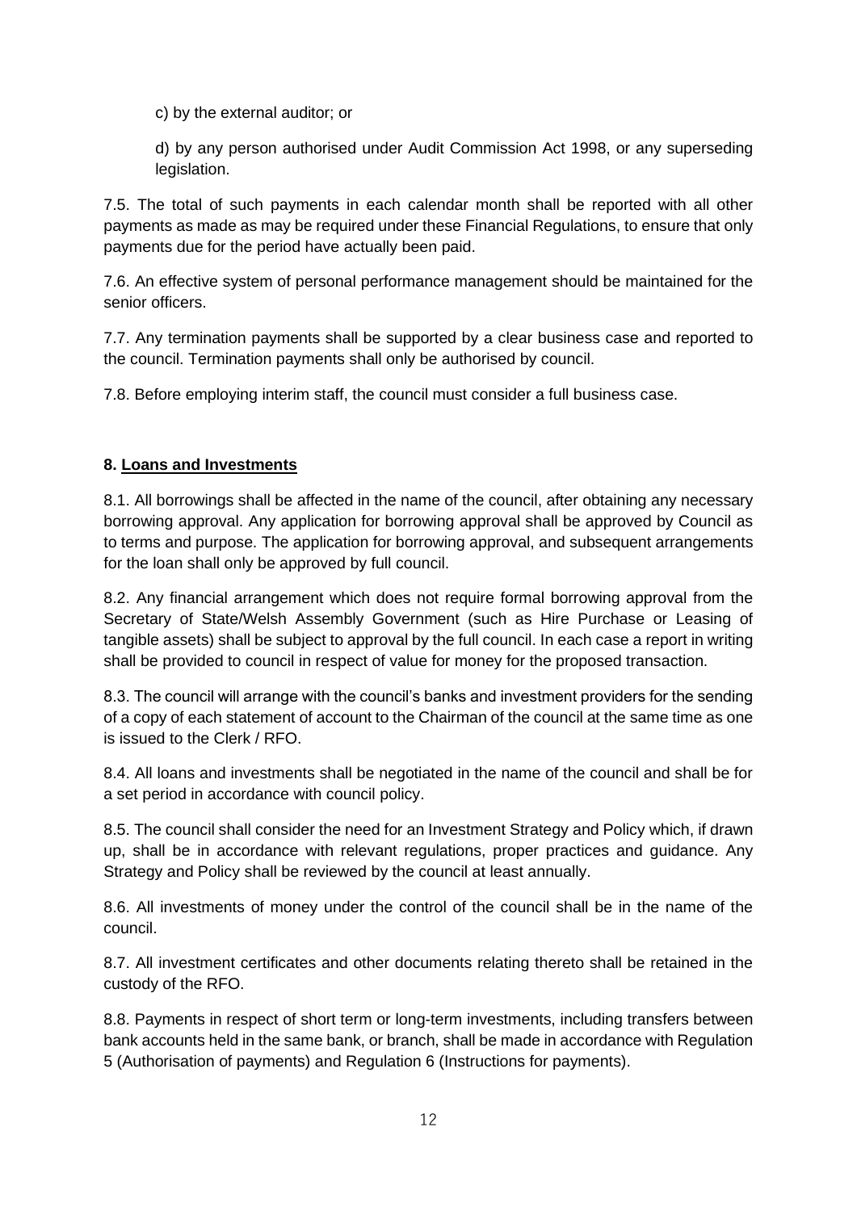c) by the external auditor; or

d) by any person authorised under Audit Commission Act 1998, or any superseding legislation.

7.5. The total of such payments in each calendar month shall be reported with all other payments as made as may be required under these Financial Regulations, to ensure that only payments due for the period have actually been paid.

7.6. An effective system of personal performance management should be maintained for the senior officers.

7.7. Any termination payments shall be supported by a clear business case and reported to the council. Termination payments shall only be authorised by council.

7.8. Before employing interim staff, the council must consider a full business case.

## 8. Loans and Investments

8.1. All borrowings shall be affected in the name of the council, after obtaining any necessary borrowing approval. Any application for borrowing approval shall be approved by Council as to terms and purpose. The application for borrowing approval, and subsequent arrangements for the loan shall only be approved by full council.

8.2. Any financial arrangement which does not require formal borrowing approval from the Secretary of State/Welsh Assembly Government (such as Hire Purchase or Leasing of tangible assets) shall be subject to approval by the full council. In each case a report in writing shall be provided to council in respect of value for money for the proposed transaction.

8.3. The council will arrange with the council's banks and investment providers for the sending of a copy of each statement of account to the Chairman of the council at the same time as one is issued to the Clerk / RFO.

8.4. All loans and investments shall be negotiated in the name of the council and shall be for a set period in accordance with council policy.

8.5. The council shall consider the need for an Investment Strategy and Policy which, if drawn up, shall be in accordance with relevant regulations, proper practices and guidance. Any Strategy and Policy shall be reviewed by the council at least annually.

8.6. All investments of money under the control of the council shall be in the name of the council.

8.7. All investment certificates and other documents relating thereto shall be retained in the custody of the RFO.

8.8. Payments in respect of short term or long-term investments, including transfers between bank accounts held in the same bank, or branch, shall be made in accordance with Regulation 5 (Authorisation of payments) and Regulation 6 (Instructions for payments).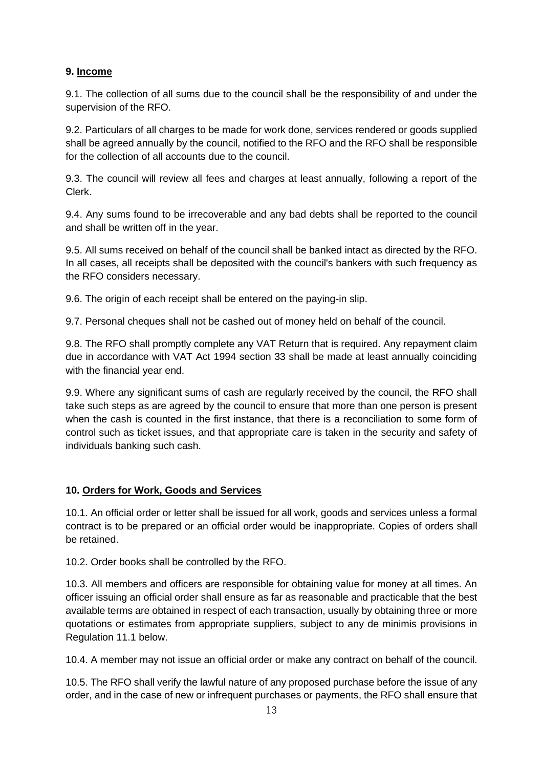**9. <u>Income</u>**

9.1. The collection of all sums due to the council shall be the responsibility of and under the supervision of the RFO.

9.2. Particulars of all charges to be made for work done, services rendered or goods supplied shall be agreed annually by the council, notified to the RFO and the RFO shall be responsible for the collection of all accounts due to the council.

9.3. The council will review all fees and charges at least annually, following a report of the Clerk.

9.4. Any sums found to be irrecoverable and any bad debts shall be reported to the council and shall be written off in the year.

9.5. All sums received on behalf of the council shall be banked intact as directed by the RFO. In all cases, all receipts shall be deposited with the council's bankers with such frequency as the RFO considers necessary.

9.6. The origin of each receipt shall be entered on the paying-in slip.

9.7. Personal cheques shall not be cashed out of money held on behalf of the council.

9.8. The RFO shall promptly complete any VAT Return that is required. Any repayment claim due in accordance with VAT Act 1994 section 33 shall be made at least annually coinciding with the financial year end.

9.9. Where any significant sums of cash are regularly received by the council, the RFO shall take such steps as are agreed by the council to ensure that more than one person is present when the cash is counted in the first instance, that there is a reconciliation to some form of control such as ticket issues, and that appropriate care is taken in the security and safety of individuals banking such cash.

**10. <u>Orders for Work, Goods and Services</u>**

10.1. An official order or letter shall be issued for all work, goods and services unless a formal contract is to be prepared or an official order would be inappropriate. Copies of orders shall be retained.

10.2. Order books shall be controlled by the RFO.

10.3. All members and officers are responsible for obtaining value for money at all times. An officer issuing an official order shall ensure as far as reasonable and practicable that the best available terms are obtained in respect of each transaction, usually by obtaining three or more quotations or estimates from appropriate suppliers, subject to any de minimis provisions in Regulation 11.1 below.

10.4. A member may not issue an official order or make any contract on behalf of the council.

10.5. The RFO shall verify the lawful nature of any proposed purchase before the issue of any order, and in the case of new or infrequent purchases or payments, the RFO shall ensure that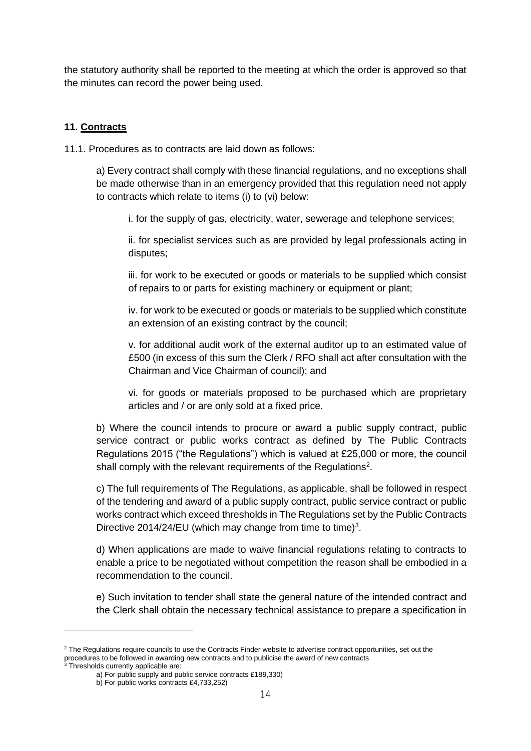the statutory authority shall be reported to the meeting at which the order is approved so that the minutes can record the power being used.

## 11. Contracts

11.1. Procedures as to contracts are laid down as follows:

a) Every contract shall comply with these financial regulations, and no exceptions shall be made otherwise than in an emergency provided that this regulation need not apply to contracts which relate to items (i) to (vi) below:

i. for the supply of gas, electricity, water, sewerage and telephone services;

ii. for specialist services such as are provided by legal professionals acting in disputes;

iii. for work to be executed or goods or materials to be supplied which consist of repairs to or parts for existing machinery or equipment or plant;

iv. for work to be executed or goods or materials to be supplied which constitute an extension of an existing contract by the council;

v. for additional audit work of the external auditor up to an estimated value of £500 (in excess of this sum the Clerk / RFO shall act after consultation with the Chairman and Vice Chairman of council); and

vi. for goods or materials proposed to be purchased which are proprietary articles and / or are only sold at a fixed price.

b) Where the council intends to procure or award a public supply contract, public service contract or public works contract as defined by The Public Contracts Regulations 2015 ("the Regulations") which is valued at £25,000 or more, the council shall comply with the relevant requirements of the Regulations[2].

c) The full requirements of The Regulations, as applicable, shall be followed in respect of the tendering and award of a public supply contract, public service contract or public works contract which exceed thresholds in The Regulations set by the Public Contracts Directive 2014/24/EU (which may change from time to time)[3].

d) When applications are made to waive financial regulations relating to contracts to enable a price to be negotiated without competition the reason shall be embodied in a recommendation to the council.

e) Such invitation to tender shall state the general nature of the intended contract and the Clerk shall obtain the necessary technical assistance to prepare a specification in

---

[2] The Regulations require councils to use the Contracts Finder website to advertise contract opportunities, set out the procedures to be followed in awarding new contracts and to publicise the award of new contracts

[3] Thresholds currently applicable are:

a) For public supply and public service contracts £189,330)

b) For public works contracts £4,733,252)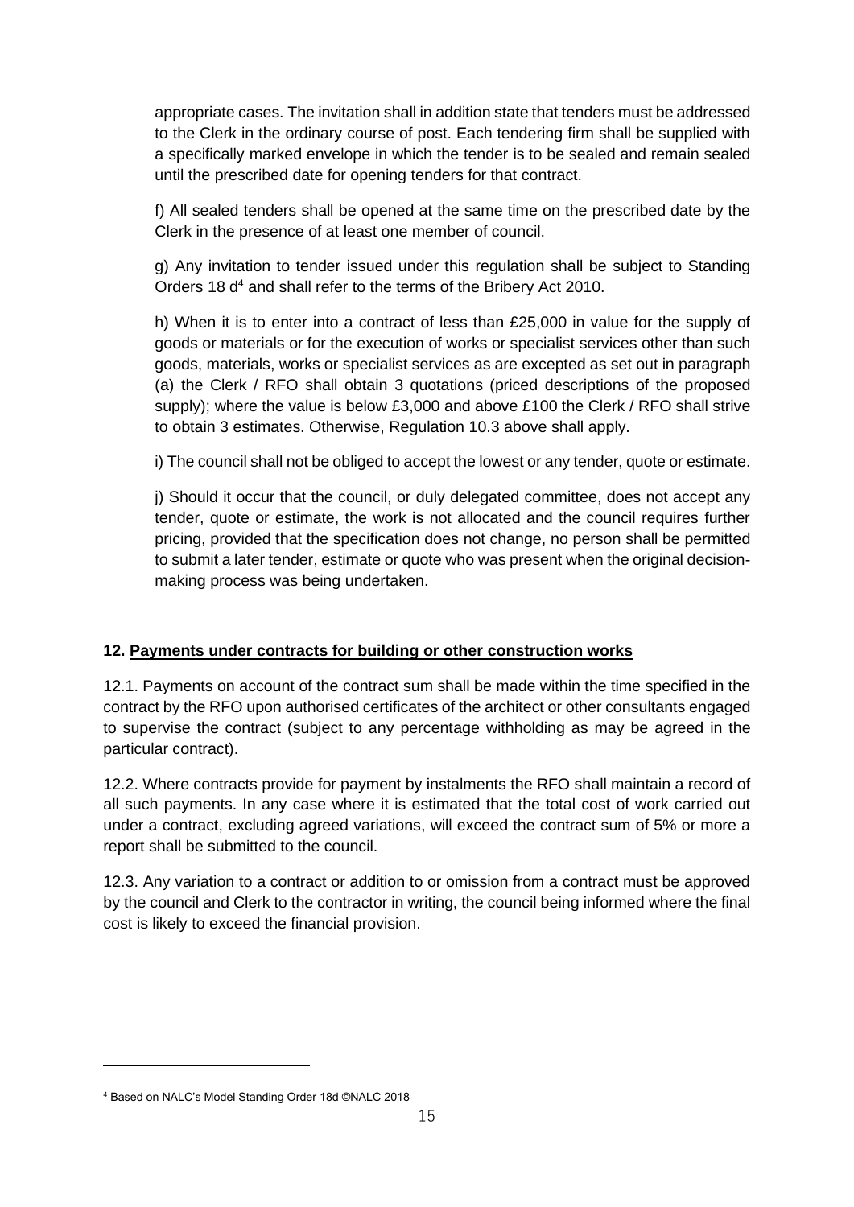appropriate cases. The invitation shall in addition state that tenders must be addressed to the Clerk in the ordinary course of post. Each tendering firm shall be supplied with a specifically marked envelope in which the tender is to be sealed and remain sealed until the prescribed date for opening tenders for that contract.

f) All sealed tenders shall be opened at the same time on the prescribed date by the Clerk in the presence of at least one member of council.

g) Any invitation to tender issued under this regulation shall be subject to Standing Orders 18 d[4] and shall refer to the terms of the Bribery Act 2010.

h) When it is to enter into a contract of less than £25,000 in value for the supply of goods or materials or for the execution of works or specialist services other than such goods, materials, works or specialist services as are excepted as set out in paragraph (a) the Clerk / RFO shall obtain 3 quotations (priced descriptions of the proposed supply); where the value is below £3,000 and above £100 the Clerk / RFO shall strive to obtain 3 estimates. Otherwise, Regulation 10.3 above shall apply.

i) The council shall not be obliged to accept the lowest or any tender, quote or estimate.

j) Should it occur that the council, or duly delegated committee, does not accept any tender, quote or estimate, the work is not allocated and the council requires further pricing, provided that the specification does not change, no person shall be permitted to submit a later tender, estimate or quote who was present when the original decision-making process was being undertaken.

## 12. Payments under contracts for building or other construction works

12.1. Payments on account of the contract sum shall be made within the time specified in the contract by the RFO upon authorised certificates of the architect or other consultants engaged to supervise the contract (subject to any percentage withholding as may be agreed in the particular contract).

12.2. Where contracts provide for payment by instalments the RFO shall maintain a record of all such payments. In any case where it is estimated that the total cost of work carried out under a contract, excluding agreed variations, will exceed the contract sum of 5% or more a report shall be submitted to the council.

12.3. Any variation to a contract or addition to or omission from a contract must be approved by the council and Clerk to the contractor in writing, the council being informed where the final cost is likely to exceed the financial provision.

[4] Based on NALC's Model Standing Order 18d ©NALC 2018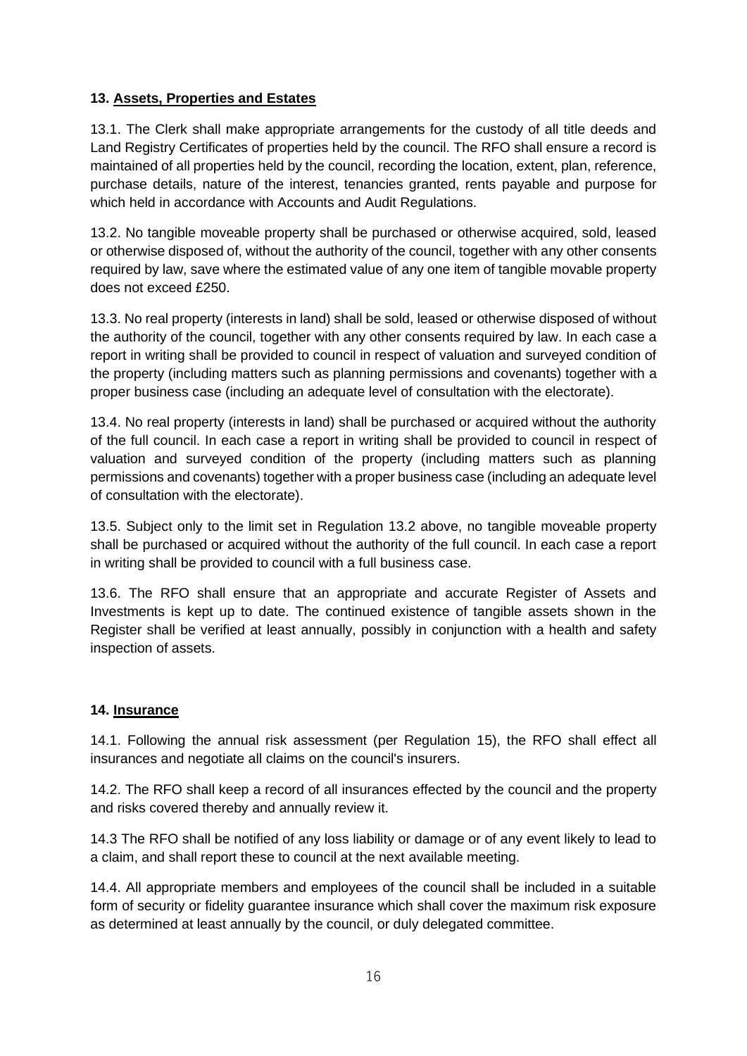**13. Assets, Properties and Estates**

13.1. The Clerk shall make appropriate arrangements for the custody of all title deeds and Land Registry Certificates of properties held by the council. The RFO shall ensure a record is maintained of all properties held by the council, recording the location, extent, plan, reference, purchase details, nature of the interest, tenancies granted, rents payable and purpose for which held in accordance with Accounts and Audit Regulations.

13.2. No tangible moveable property shall be purchased or otherwise acquired, sold, leased or otherwise disposed of, without the authority of the council, together with any other consents required by law, save where the estimated value of any one item of tangible movable property does not exceed £250.

13.3. No real property (interests in land) shall be sold, leased or otherwise disposed of without the authority of the council, together with any other consents required by law. In each case a report in writing shall be provided to council in respect of valuation and surveyed condition of the property (including matters such as planning permissions and covenants) together with a proper business case (including an adequate level of consultation with the electorate).

13.4. No real property (interests in land) shall be purchased or acquired without the authority of the full council. In each case a report in writing shall be provided to council in respect of valuation and surveyed condition of the property (including matters such as planning permissions and covenants) together with a proper business case (including an adequate level of consultation with the electorate).

13.5. Subject only to the limit set in Regulation 13.2 above, no tangible moveable property shall be purchased or acquired without the authority of the full council. In each case a report in writing shall be provided to council with a full business case.

13.6. The RFO shall ensure that an appropriate and accurate Register of Assets and Investments is kept up to date. The continued existence of tangible assets shown in the Register shall be verified at least annually, possibly in conjunction with a health and safety inspection of assets.

**14. Insurance**

14.1. Following the annual risk assessment (per Regulation 15), the RFO shall effect all insurances and negotiate all claims on the council's insurers.

14.2. The RFO shall keep a record of all insurances effected by the council and the property and risks covered thereby and annually review it.

14.3 The RFO shall be notified of any loss liability or damage or of any event likely to lead to a claim, and shall report these to council at the next available meeting.

14.4. All appropriate members and employees of the council shall be included in a suitable form of security or fidelity guarantee insurance which shall cover the maximum risk exposure as determined at least annually by the council, or duly delegated committee.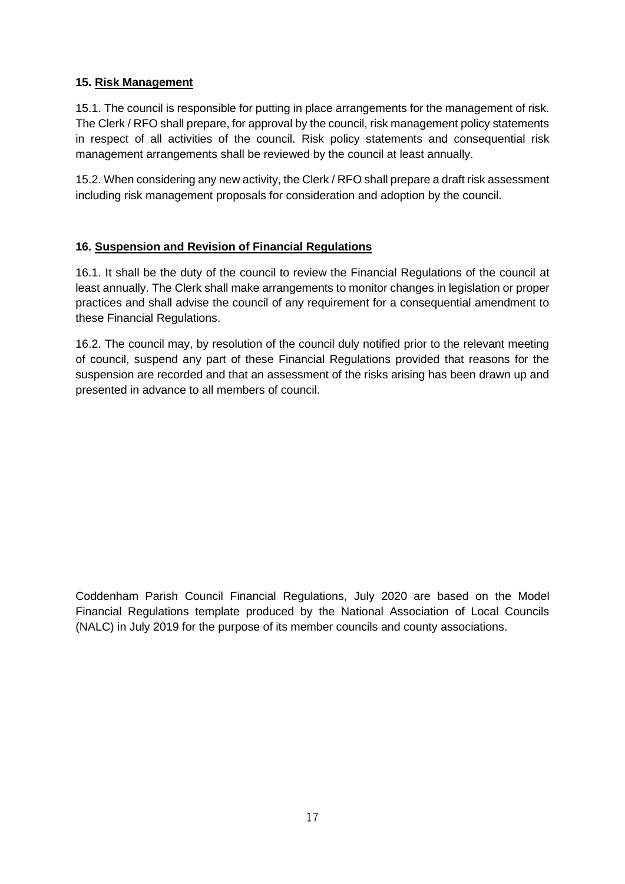## 15. <u>Risk Management</u>

15.1. The council is responsible for putting in place arrangements for the management of risk. The Clerk / RFO shall prepare, for approval by the council, risk management policy statements in respect of all activities of the council. Risk policy statements and consequential risk management arrangements shall be reviewed by the council at least annually.

15.2. When considering any new activity, the Clerk / RFO shall prepare a draft risk assessment including risk management proposals for consideration and adoption by the council.

## 16. <u>Suspension and Revision of Financial Regulations</u>

16.1. It shall be the duty of the council to review the Financial Regulations of the council at least annually. The Clerk shall make arrangements to monitor changes in legislation or proper practices and shall advise the council of any requirement for a consequential amendment to these Financial Regulations.

16.2. The council may, by resolution of the council duly notified prior to the relevant meeting of council, suspend any part of these Financial Regulations provided that reasons for the suspension are recorded and that an assessment of the risks arising has been drawn up and presented in advance to all members of council.

Coddenham Parish Council Financial Regulations, July 2020 are based on the Model Financial Regulations template produced by the National Association of Local Councils (NALC) in July 2019 for the purpose of its member councils and county associations.